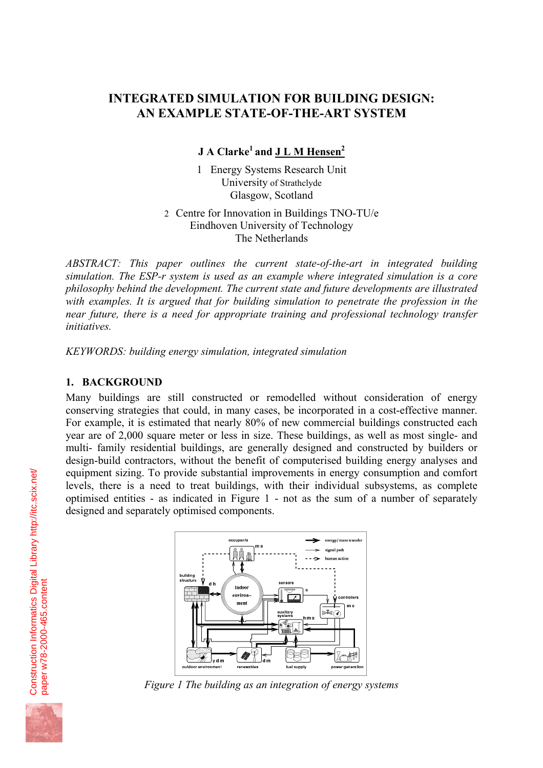# INTEGRATED SIMULATION FOR BUILDING DESIGN: AN EXAMPLE STATE-OF-THE-ART SYSTEM

**J A Clarke[1] and J L M Hensen[2]**

1 Energy Systems Research Unit
University of Strathclyde
Glasgow, Scotland

2 Centre for Innovation in Buildings TNO-TU/e
Eindhoven University of Technology
The Netherlands

*ABSTRACT: This paper outlines the current state-of-the-art in integrated building simulation. The ESP-r system is used as an example where integrated simulation is a core philosophy behind the development. The current state and future developments are illustrated with examples. It is argued that for building simulation to penetrate the profession in the near future, there is a need for appropriate training and professional technology transfer initiatives.*

*KEYWORDS: building energy simulation, integrated simulation*

## 1. BACKGROUND

Many buildings are still constructed or remodelled without consideration of energy conserving strategies that could, in many cases, be incorporated in a cost-effective manner. For example, it is estimated that nearly 80% of new commercial buildings constructed each year are of 2,000 square meter or less in size. These buildings, as well as most single- and multi- family residential buildings, are generally designed and constructed by builders or design-build contractors, without the benefit of computerised building energy analyses and equipment sizing. To provide substantial improvements in energy consumption and comfort levels, there is a need to treat buildings, with their individual subsystems, as complete optimised entities - as indicated in Figure 1 - not as the sum of a number of separately designed and separately optimised components.

*Figure 1 The building as an integration of energy systems*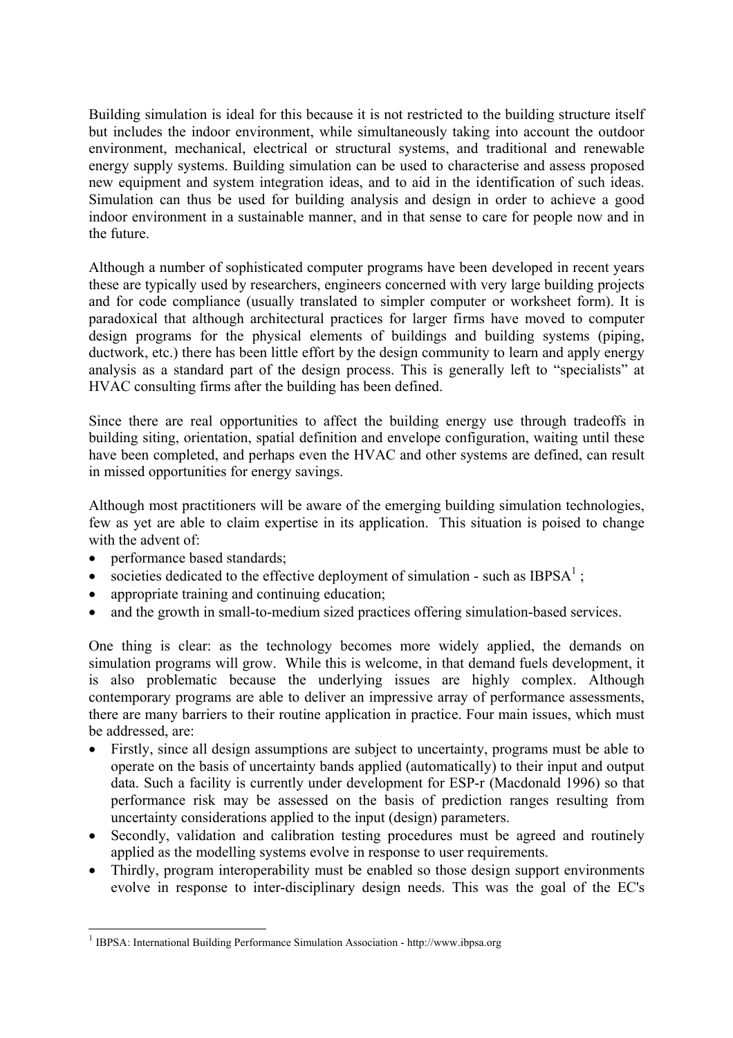Building simulation is ideal for this because it is not restricted to the building structure itself but includes the indoor environment, while simultaneously taking into account the outdoor environment, mechanical, electrical or structural systems, and traditional and renewable energy supply systems. Building simulation can be used to characterise and assess proposed new equipment and system integration ideas, and to aid in the identification of such ideas. Simulation can thus be used for building analysis and design in order to achieve a good indoor environment in a sustainable manner, and in that sense to care for people now and in the future.

Although a number of sophisticated computer programs have been developed in recent years these are typically used by researchers, engineers concerned with very large building projects and for code compliance (usually translated to simpler computer or worksheet form). It is paradoxical that although architectural practices for larger firms have moved to computer design programs for the physical elements of buildings and building systems (piping, ductwork, etc.) there has been little effort by the design community to learn and apply energy analysis as a standard part of the design process. This is generally left to "specialists" at HVAC consulting firms after the building has been defined.

Since there are real opportunities to affect the building energy use through tradeoffs in building siting, orientation, spatial definition and envelope configuration, waiting until these have been completed, and perhaps even the HVAC and other systems are defined, can result in missed opportunities for energy savings.

Although most practitioners will be aware of the emerging building simulation technologies, few as yet are able to claim expertise in its application. This situation is poised to change with the advent of:

- performance based standards;
- societies dedicated to the effective deployment of simulation - such as IBPSA[1] ;
- appropriate training and continuing education;
- and the growth in small-to-medium sized practices offering simulation-based services.

One thing is clear: as the technology becomes more widely applied, the demands on simulation programs will grow. While this is welcome, in that demand fuels development, it is also problematic because the underlying issues are highly complex. Although contemporary programs are able to deliver an impressive array of performance assessments, there are many barriers to their routine application in practice. Four main issues, which must be addressed, are:

- Firstly, since all design assumptions are subject to uncertainty, programs must be able to operate on the basis of uncertainty bands applied (automatically) to their input and output data. Such a facility is currently under development for ESP-r (Macdonald 1996) so that performance risk may be assessed on the basis of prediction ranges resulting from uncertainty considerations applied to the input (design) parameters.
- Secondly, validation and calibration testing procedures must be agreed and routinely applied as the modelling systems evolve in response to user requirements.
- Thirdly, program interoperability must be enabled so those design support environments evolve in response to inter-disciplinary design needs. This was the goal of the EC's

[1] IBPSA: International Building Performance Simulation Association - http://www.ibpsa.org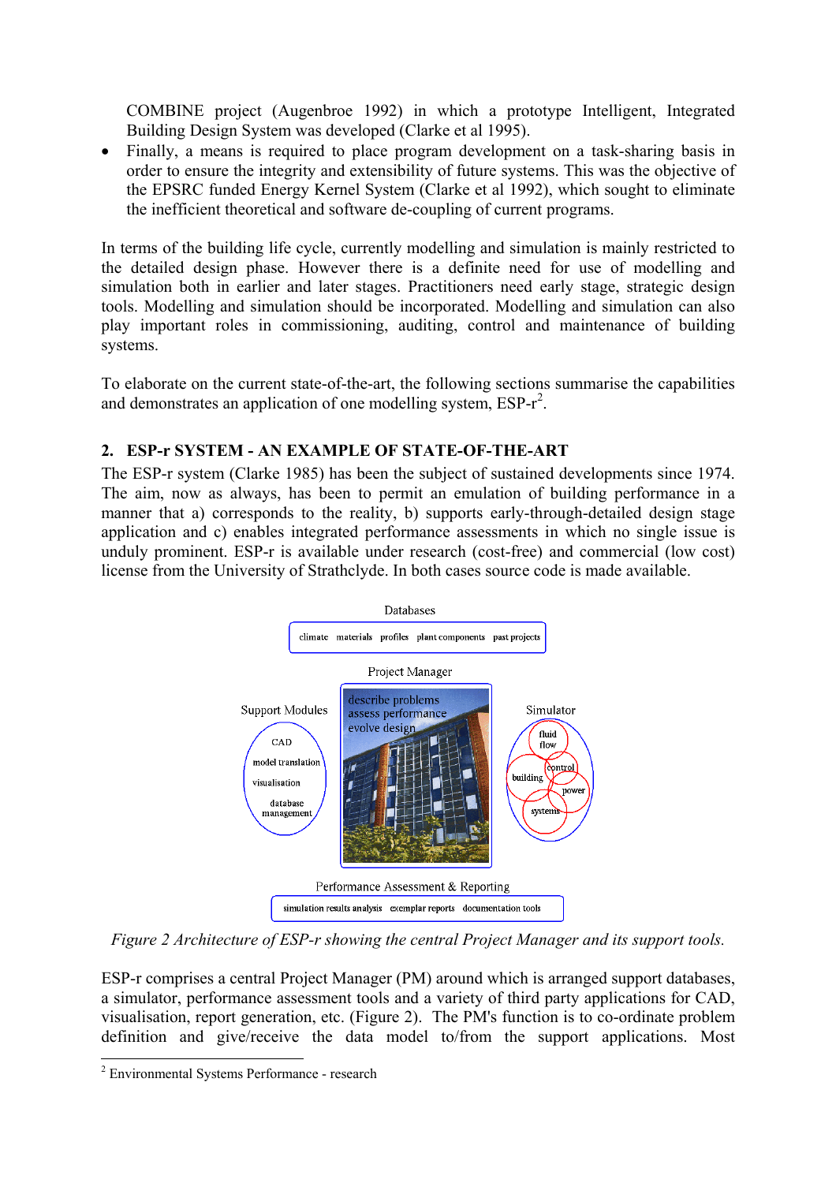COMBINE project (Augenbroe 1992) in which a prototype Intelligent, Integrated Building Design System was developed (Clarke et al 1995).

- Finally, a means is required to place program development on a task-sharing basis in order to ensure the integrity and extensibility of future systems. This was the objective of the EPSRC funded Energy Kernel System (Clarke et al 1992), which sought to eliminate the inefficient theoretical and software de-coupling of current programs.

In terms of the building life cycle, currently modelling and simulation is mainly restricted to the detailed design phase. However there is a definite need for use of modelling and simulation both in earlier and later stages. Practitioners need early stage, strategic design tools. Modelling and simulation should be incorporated. Modelling and simulation can also play important roles in commissioning, auditing, control and maintenance of building systems.

To elaborate on the current state-of-the-art, the following sections summarise the capabilities and demonstrates an application of one modelling system, ESP-r[2].

## 2. ESP-r SYSTEM - AN EXAMPLE OF STATE-OF-THE-ART

The ESP-r system (Clarke 1985) has been the subject of sustained developments since 1974. The aim, now as always, has been to permit an emulation of building performance in a manner that a) corresponds to the reality, b) supports early-through-detailed design stage application and c) enables integrated performance assessments in which no single issue is unduly prominent. ESP-r is available under research (cost-free) and commercial (low cost) license from the University of Strathclyde. In both cases source code is made available.

*Figure 2 Architecture of ESP-r showing the central Project Manager and its support tools.*

ESP-r comprises a central Project Manager (PM) around which is arranged support databases, a simulator, performance assessment tools and a variety of third party applications for CAD, visualisation, report generation, etc. (Figure 2). The PM's function is to co-ordinate problem definition and give/receive the data model to/from the support applications. Most

[2] Environmental Systems Performance - research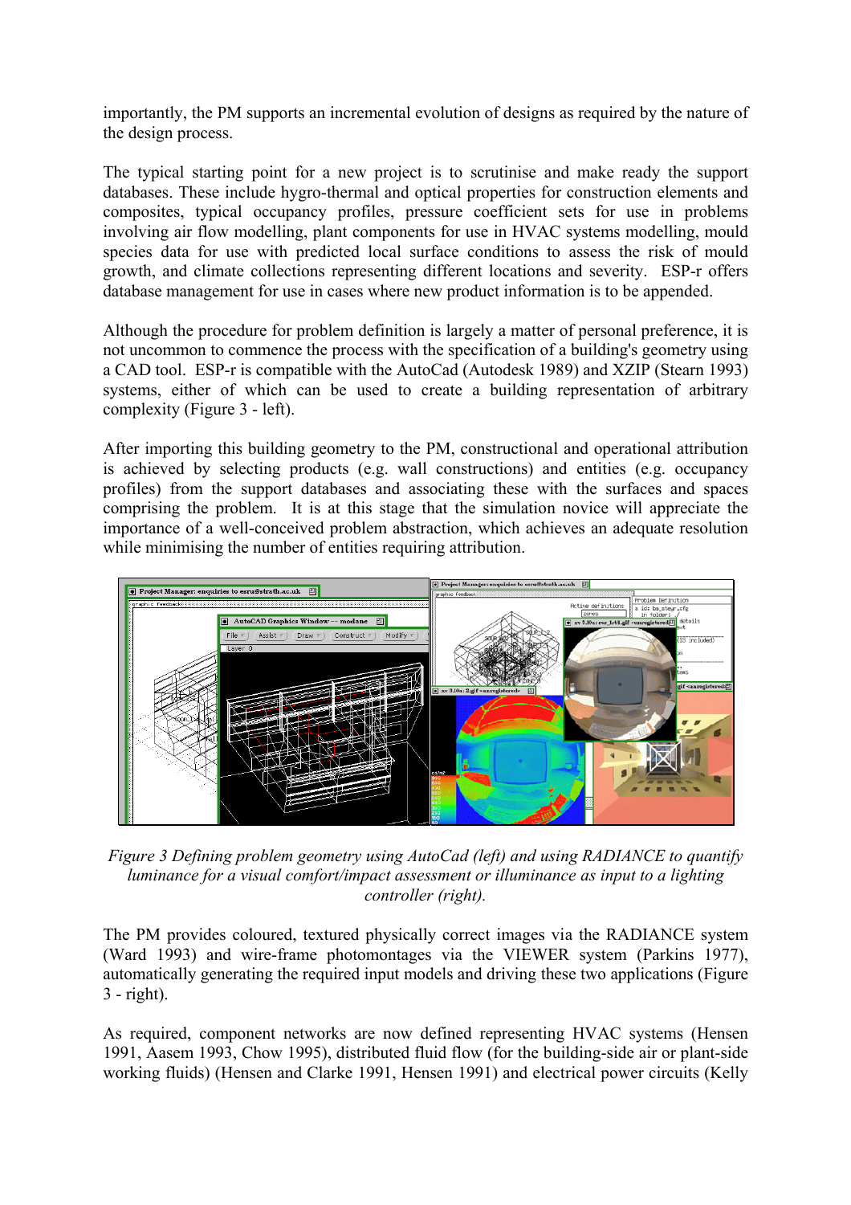importantly, the PM supports an incremental evolution of designs as required by the nature of the design process.

The typical starting point for a new project is to scrutinise and make ready the support databases. These include hygro-thermal and optical properties for construction elements and composites, typical occupancy profiles, pressure coefficient sets for use in problems involving air flow modelling, plant components for use in HVAC systems modelling, mould species data for use with predicted local surface conditions to assess the risk of mould growth, and climate collections representing different locations and severity. ESP-r offers database management for use in cases where new product information is to be appended.

Although the procedure for problem definition is largely a matter of personal preference, it is not uncommon to commence the process with the specification of a building's geometry using a CAD tool. ESP-r is compatible with the AutoCad (Autodesk 1989) and XZIP (Stearn 1993) systems, either of which can be used to create a building representation of arbitrary complexity (Figure 3 - left).

After importing this building geometry to the PM, constructional and operational attribution is achieved by selecting products (e.g. wall constructions) and entities (e.g. occupancy profiles) from the support databases and associating these with the surfaces and spaces comprising the problem. It is at this stage that the simulation novice will appreciate the importance of a well-conceived problem abstraction, which achieves an adequate resolution while minimising the number of entities requiring attribution.

*Figure 3 Defining problem geometry using AutoCad (left) and using RADIANCE to quantify luminance for a visual comfort/impact assessment or illuminance as input to a lighting controller (right).*

The PM provides coloured, textured physically correct images via the RADIANCE system (Ward 1993) and wire-frame photomontages via the VIEWER system (Parkins 1977), automatically generating the required input models and driving these two applications (Figure 3 - right).

As required, component networks are now defined representing HVAC systems (Hensen 1991, Aasem 1993, Chow 1995), distributed fluid flow (for the building-side air or plant-side working fluids) (Hensen and Clarke 1991, Hensen 1991) and electrical power circuits (Kelly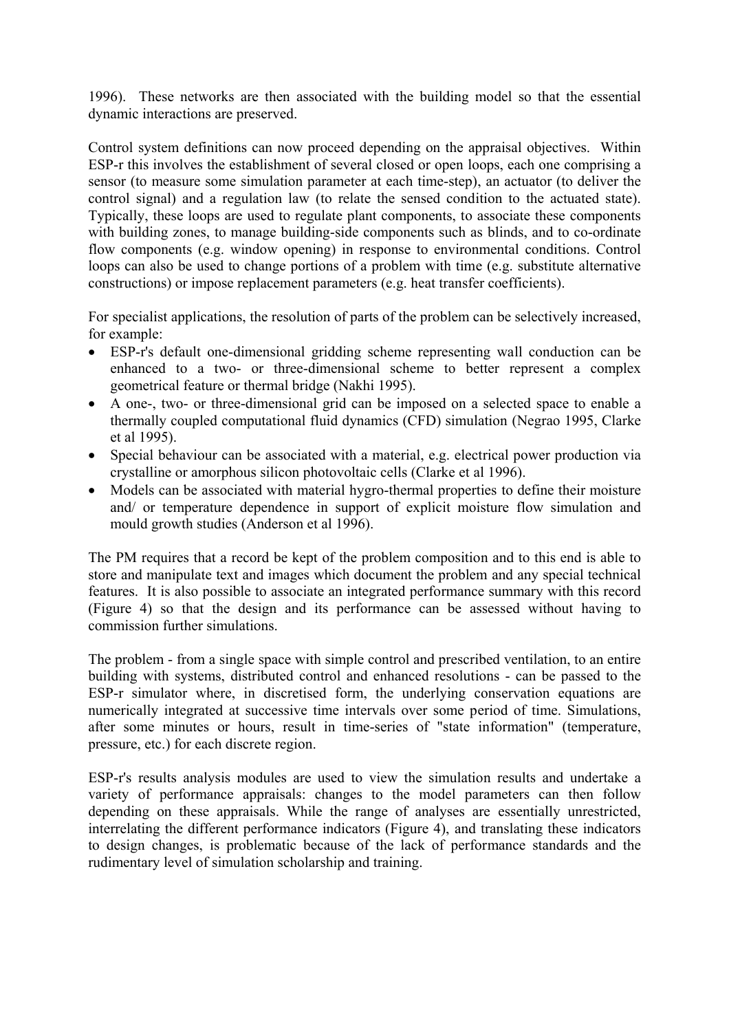1996). These networks are then associated with the building model so that the essential dynamic interactions are preserved.

Control system definitions can now proceed depending on the appraisal objectives. Within ESP-r this involves the establishment of several closed or open loops, each one comprising a sensor (to measure some simulation parameter at each time-step), an actuator (to deliver the control signal) and a regulation law (to relate the sensed condition to the actuated state). Typically, these loops are used to regulate plant components, to associate these components with building zones, to manage building-side components such as blinds, and to co-ordinate flow components (e.g. window opening) in response to environmental conditions. Control loops can also be used to change portions of a problem with time (e.g. substitute alternative constructions) or impose replacement parameters (e.g. heat transfer coefficients).

For specialist applications, the resolution of parts of the problem can be selectively increased, for example:

- ESP-r's default one-dimensional gridding scheme representing wall conduction can be enhanced to a two- or three-dimensional scheme to better represent a complex geometrical feature or thermal bridge (Nakhi 1995).
- A one-, two- or three-dimensional grid can be imposed on a selected space to enable a thermally coupled computational fluid dynamics (CFD) simulation (Negrao 1995, Clarke et al 1995).
- Special behaviour can be associated with a material, e.g. electrical power production via crystalline or amorphous silicon photovoltaic cells (Clarke et al 1996).
- Models can be associated with material hygro-thermal properties to define their moisture and/ or temperature dependence in support of explicit moisture flow simulation and mould growth studies (Anderson et al 1996).

The PM requires that a record be kept of the problem composition and to this end is able to store and manipulate text and images which document the problem and any special technical features. It is also possible to associate an integrated performance summary with this record (Figure 4) so that the design and its performance can be assessed without having to commission further simulations.

The problem - from a single space with simple control and prescribed ventilation, to an entire building with systems, distributed control and enhanced resolutions - can be passed to the ESP-r simulator where, in discretised form, the underlying conservation equations are numerically integrated at successive time intervals over some period of time. Simulations, after some minutes or hours, result in time-series of "state information" (temperature, pressure, etc.) for each discrete region.

ESP-r's results analysis modules are used to view the simulation results and undertake a variety of performance appraisals: changes to the model parameters can then follow depending on these appraisals. While the range of analyses are essentially unrestricted, interrelating the different performance indicators (Figure 4), and translating these indicators to design changes, is problematic because of the lack of performance standards and the rudimentary level of simulation scholarship and training.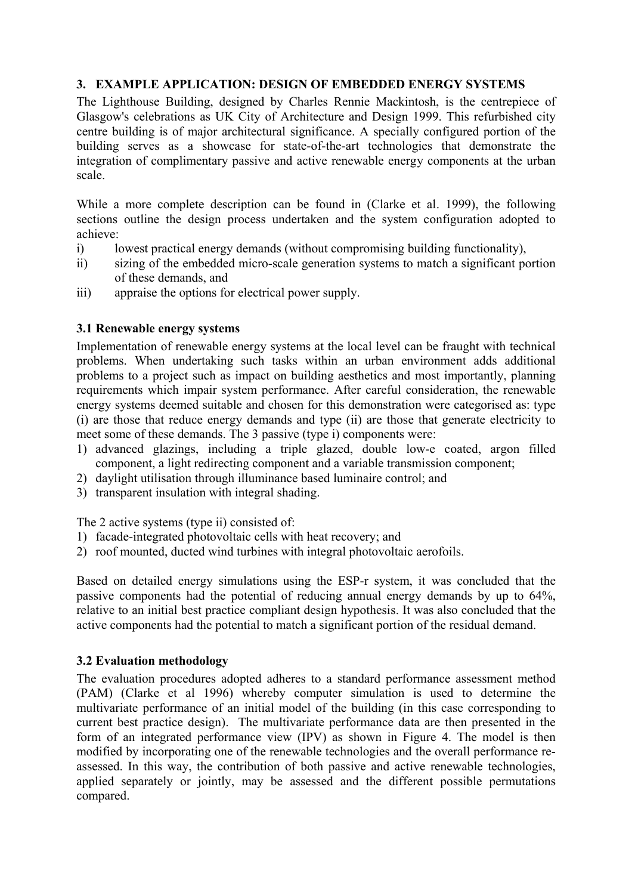## 3. EXAMPLE APPLICATION: DESIGN OF EMBEDDED ENERGY SYSTEMS

The Lighthouse Building, designed by Charles Rennie Mackintosh, is the centrepiece of Glasgow's celebrations as UK City of Architecture and Design 1999. This refurbished city centre building is of major architectural significance. A specially configured portion of the building serves as a showcase for state-of-the-art technologies that demonstrate the integration of complimentary passive and active renewable energy components at the urban scale.

While a more complete description can be found in (Clarke et al. 1999), the following sections outline the design process undertaken and the system configuration adopted to achieve:

i) lowest practical energy demands (without compromising building functionality),
ii) sizing of the embedded micro-scale generation systems to match a significant portion of these demands, and
iii) appraise the options for electrical power supply.

### 3.1 Renewable energy systems

Implementation of renewable energy systems at the local level can be fraught with technical problems. When undertaking such tasks within an urban environment adds additional problems to a project such as impact on building aesthetics and most importantly, planning requirements which impair system performance. After careful consideration, the renewable energy systems deemed suitable and chosen for this demonstration were categorised as: type (i) are those that reduce energy demands and type (ii) are those that generate electricity to meet some of these demands. The 3 passive (type i) components were:

1) advanced glazings, including a triple glazed, double low-e coated, argon filled component, a light redirecting component and a variable transmission component;
2) daylight utilisation through illuminance based luminaire control; and
3) transparent insulation with integral shading.

The 2 active systems (type ii) consisted of:

1) facade-integrated photovoltaic cells with heat recovery; and
2) roof mounted, ducted wind turbines with integral photovoltaic aerofoils.

Based on detailed energy simulations using the ESP-r system, it was concluded that the passive components had the potential of reducing annual energy demands by up to 64%, relative to an initial best practice compliant design hypothesis. It was also concluded that the active components had the potential to match a significant portion of the residual demand.

### 3.2 Evaluation methodology

The evaluation procedures adopted adheres to a standard performance assessment method (PAM) (Clarke et al 1996) whereby computer simulation is used to determine the multivariate performance of an initial model of the building (in this case corresponding to current best practice design). The multivariate performance data are then presented in the form of an integrated performance view (IPV) as shown in Figure 4. The model is then modified by incorporating one of the renewable technologies and the overall performance re-assessed. In this way, the contribution of both passive and active renewable technologies, applied separately or jointly, may be assessed and the different possible permutations compared.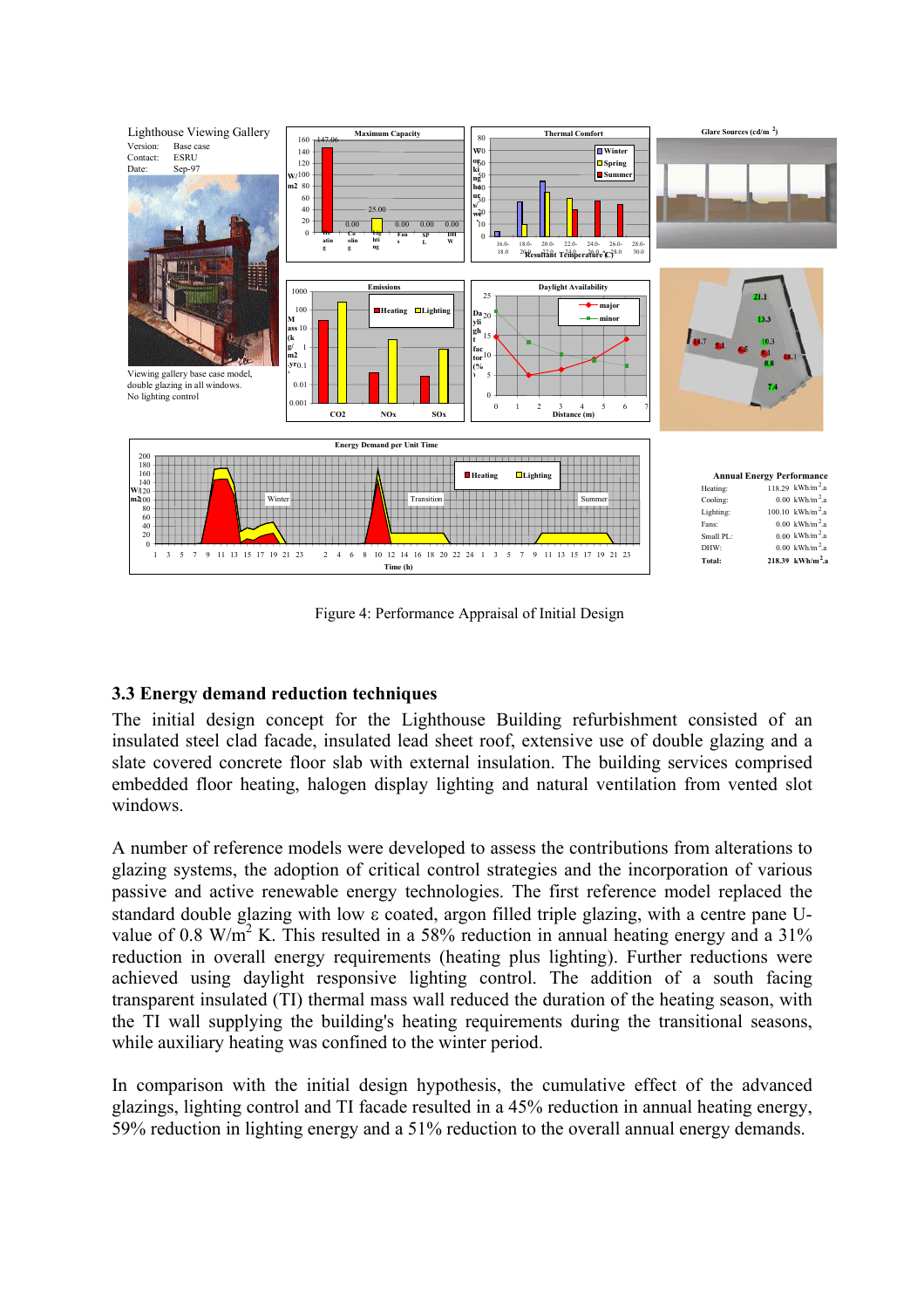Figure 4: Performance Appraisal of Initial Design

### 3.3 Energy demand reduction techniques

The initial design concept for the Lighthouse Building refurbishment consisted of an insulated steel clad facade, insulated lead sheet roof, extensive use of double glazing and a slate covered concrete floor slab with external insulation. The building services comprised embedded floor heating, halogen display lighting and natural ventilation from vented slot windows.

A number of reference models were developed to assess the contributions from alterations to glazing systems, the adoption of critical control strategies and the incorporation of various passive and active renewable energy technologies. The first reference model replaced the standard double glazing with low ε coated, argon filled triple glazing, with a centre pane U-value of 0.8 $W/m^2$ K. This resulted in a 58% reduction in annual heating energy and a 31% reduction in overall energy requirements (heating plus lighting). Further reductions were achieved using daylight responsive lighting control. The addition of a south facing transparent insulated (TI) thermal mass wall reduced the duration of the heating season, with the TI wall supplying the building's heating requirements during the transitional seasons, while auxiliary heating was confined to the winter period.

In comparison with the initial design hypothesis, the cumulative effect of the advanced glazings, lighting control and TI facade resulted in a 45% reduction in annual heating energy, 59% reduction in lighting energy and a 51% reduction to the overall annual energy demands.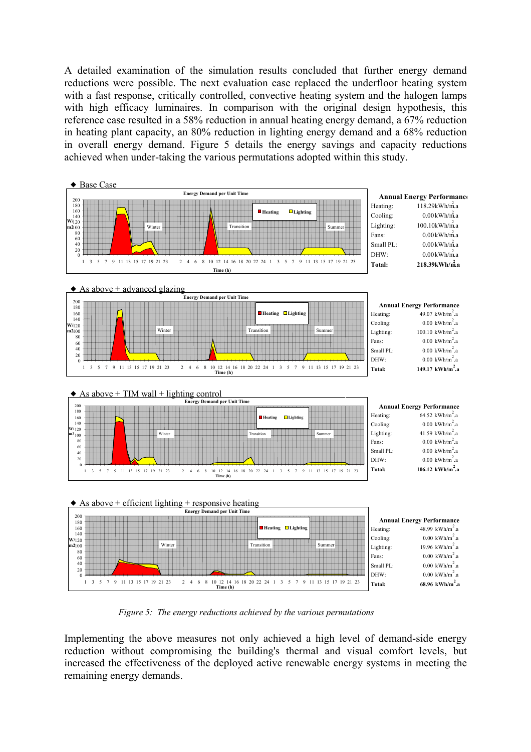A detailed examination of the simulation results concluded that further energy demand reductions were possible. The next evaluation case replaced the underfloor heating system with a fast response, critically controlled, convective heating system and the halogen lamps with high efficacy luminaires. In comparison with the original design hypothesis, this reference case resulted in a 58% reduction in annual heating energy demand, a 67% reduction in heating plant capacity, an 80% reduction in lighting energy demand and a 68% reduction in overall energy demand. Figure 5 details the energy savings and capacity reductions achieved when under-taking the various permutations adopted within this study.

◆ Base Case

**Annual Energy Performance**

| | |
|---|---|
| Heating: | 118.29 kWh/m$^2$.a |
| Cooling: | 0.00 kWh/m$^2$.a |
| Lighting: | 100.10 kWh/m$^2$.a |
| Fans: | 0.00 kWh/m$^2$.a |
| Small PL: | 0.00 kWh/m$^2$.a |
| DHW: | 0.00 kWh/m$^2$.a |
| **Total:** | **218.39 kWh/m$^2$.a** |

◆ As above + advanced glazing

**Annual Energy Performance**

| | |
|---|---|
| Heating: | 49.07 kWh/m$^2$.a |
| Cooling: | 0.00 kWh/m$^2$.a |
| Lighting: | 100.10 kWh/m$^2$.a |
| Fans: | 0.00 kWh/m$^2$.a |
| Small PL: | 0.00 kWh/m$^2$.a |
| DHW: | 0.00 kWh/m$^2$.a |
| **Total:** | **149.17 kWh/m$^2$.a** |

◆ As above + TIM wall + lighting control

**Annual Energy Performance**

| | |
|---|---|
| Heating: | 64.52 kWh/m$^2$.a |
| Cooling: | 0.00 kWh/m$^2$.a |
| Lighting: | 41.59 kWh/m$^2$.a |
| Fans: | 0.00 kWh/m$^2$.a |
| Small PL: | 0.00 kWh/m$^2$.a |
| DHW: | 0.00 kWh/m$^2$.a |
| **Total:** | **106.12 kWh/m$^2$.a** |

◆ As above + efficient lighting + responsive heating

**Annual Energy Performance**

| | |
|---|---|
| Heating: | 48.99 kWh/m$^2$.a |
| Cooling: | 0.00 kWh/m$^2$.a |
| Lighting: | 19.96 kWh/m$^2$.a |
| Fans: | 0.00 kWh/m$^2$.a |
| Small PL: | 0.00 kWh/m$^2$.a |
| DHW: | 0.00 kWh/m$^2$.a |
| **Total:** | **68.96 kWh/m$^2$.a** |

*Figure 5: The energy reductions achieved by the various permutations*

Implementing the above measures not only achieved a high level of demand-side energy reduction without compromising the building's thermal and visual comfort levels, but increased the effectiveness of the deployed active renewable energy systems in meeting the remaining energy demands.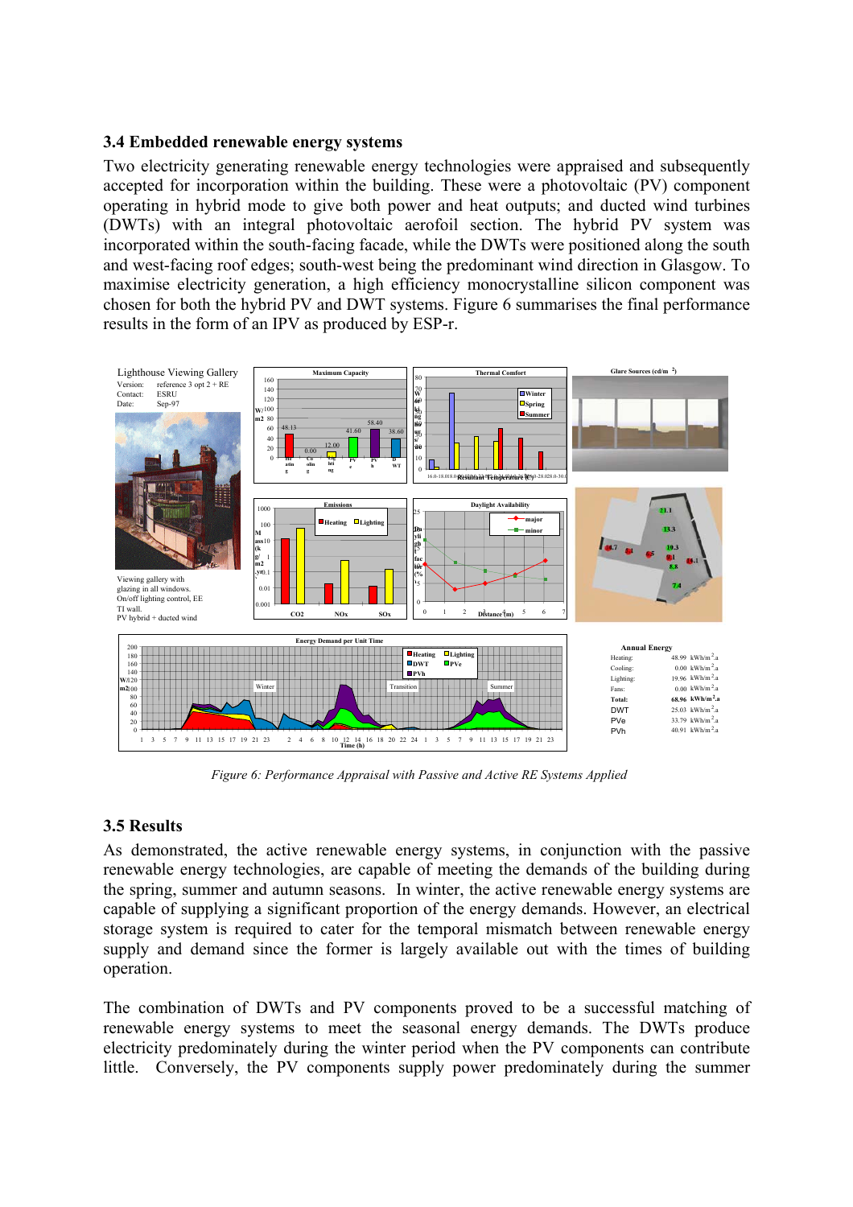### 3.4 Embedded renewable energy systems

Two electricity generating renewable energy technologies were appraised and subsequently accepted for incorporation within the building. These were a photovoltaic (PV) component operating in hybrid mode to give both power and heat outputs; and ducted wind turbines (DWTs) with an integral photovoltaic aerofoil section. The hybrid PV system was incorporated within the south-facing facade, while the DWTs were positioned along the south and west-facing roof edges; south-west being the predominant wind direction in Glasgow. To maximise electricity generation, a high efficiency monocrystalline silicon component was chosen for both the hybrid PV and DWT systems. Figure 6 summarises the final performance results in the form of an IPV as produced by ESP-r.

*Figure 6: Performance Appraisal with Passive and Active RE Systems Applied*

### 3.5 Results

As demonstrated, the active renewable energy systems, in conjunction with the passive renewable energy technologies, are capable of meeting the demands of the building during the spring, summer and autumn seasons. In winter, the active renewable energy systems are capable of supplying a significant proportion of the energy demands. However, an electrical storage system is required to cater for the temporal mismatch between renewable energy supply and demand since the former is largely available out with the times of building operation.

The combination of DWTs and PV components proved to be a successful matching of renewable energy systems to meet the seasonal energy demands. The DWTs produce electricity predominately during the winter period when the PV components can contribute little. Conversely, the PV components supply power predominately during the summer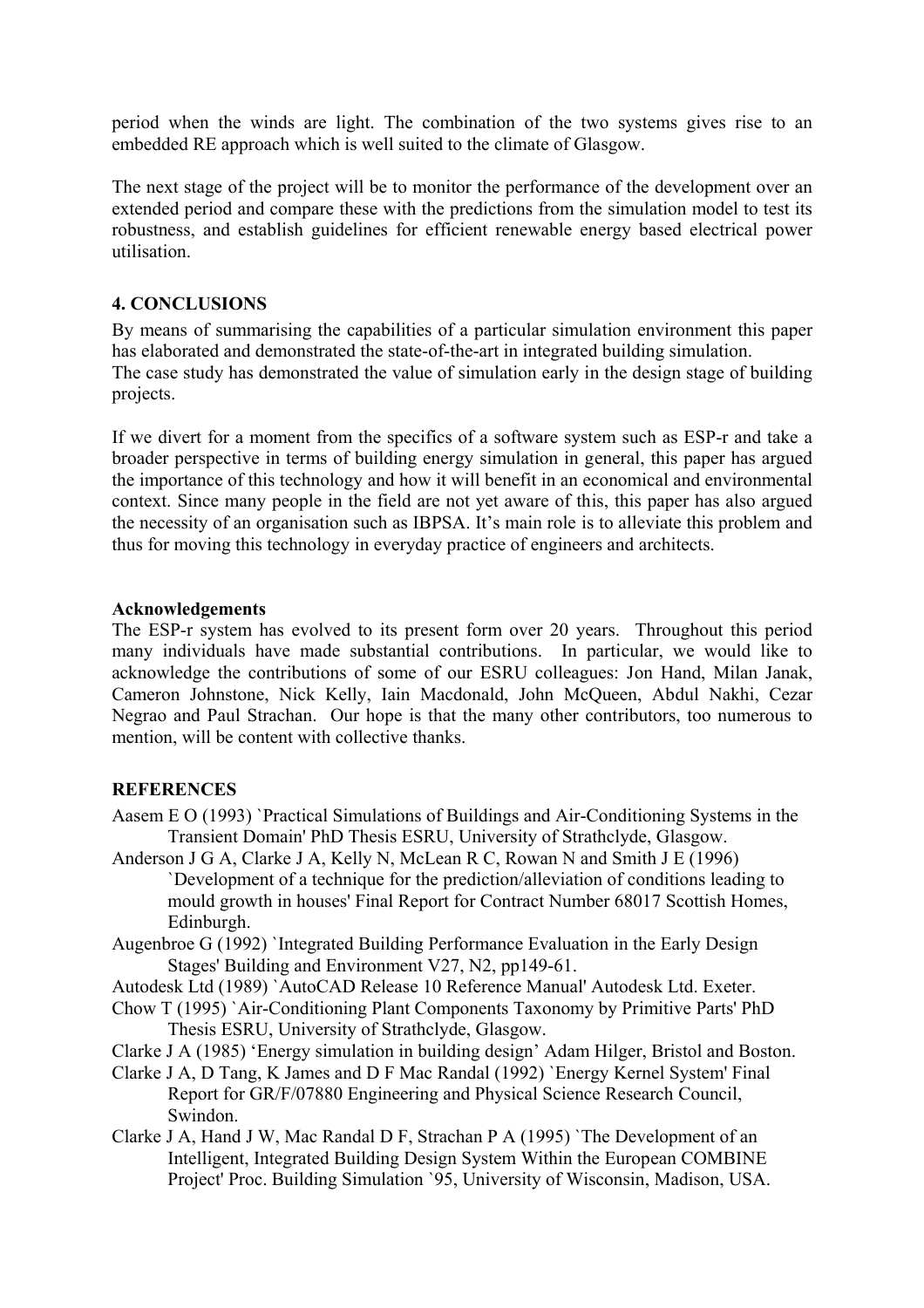period when the winds are light. The combination of the two systems gives rise to an embedded RE approach which is well suited to the climate of Glasgow.

The next stage of the project will be to monitor the performance of the development over an extended period and compare these with the predictions from the simulation model to test its robustness, and establish guidelines for efficient renewable energy based electrical power utilisation.

## 4. CONCLUSIONS

By means of summarising the capabilities of a particular simulation environment this paper has elaborated and demonstrated the state-of-the-art in integrated building simulation. The case study has demonstrated the value of simulation early in the design stage of building projects.

If we divert for a moment from the specifics of a software system such as ESP-r and take a broader perspective in terms of building energy simulation in general, this paper has argued the importance of this technology and how it will benefit in an economical and environmental context. Since many people in the field are not yet aware of this, this paper has also argued the necessity of an organisation such as IBPSA. It's main role is to alleviate this problem and thus for moving this technology in everyday practice of engineers and architects.

### Acknowledgements

The ESP-r system has evolved to its present form over 20 years. Throughout this period many individuals have made substantial contributions. In particular, we would like to acknowledge the contributions of some of our ESRU colleagues: Jon Hand, Milan Janak, Cameron Johnstone, Nick Kelly, Iain Macdonald, John McQueen, Abdul Nakhi, Cezar Negrao and Paul Strachan. Our hope is that the many other contributors, too numerous to mention, will be content with collective thanks.

## REFERENCES

Aasem E O (1993) `Practical Simulations of Buildings and Air-Conditioning Systems in the Transient Domain' PhD Thesis ESRU, University of Strathclyde, Glasgow.

Anderson J G A, Clarke J A, Kelly N, McLean R C, Rowan N and Smith J E (1996) `Development of a technique for the prediction/alleviation of conditions leading to mould growth in houses' Final Report for Contract Number 68017 Scottish Homes, Edinburgh.

Augenbroe G (1992) `Integrated Building Performance Evaluation in the Early Design Stages' Building and Environment V27, N2, pp149-61.

Autodesk Ltd (1989) `AutoCAD Release 10 Reference Manual' Autodesk Ltd. Exeter.

Chow T (1995) `Air-Conditioning Plant Components Taxonomy by Primitive Parts' PhD Thesis ESRU, University of Strathclyde, Glasgow.

Clarke J A (1985) 'Energy simulation in building design' Adam Hilger, Bristol and Boston.

Clarke J A, D Tang, K James and D F Mac Randal (1992) `Energy Kernel System' Final Report for GR/F/07880 Engineering and Physical Science Research Council, Swindon.

Clarke J A, Hand J W, Mac Randal D F, Strachan P A (1995) `The Development of an Intelligent, Integrated Building Design System Within the European COMBINE Project' Proc. Building Simulation `95, University of Wisconsin, Madison, USA.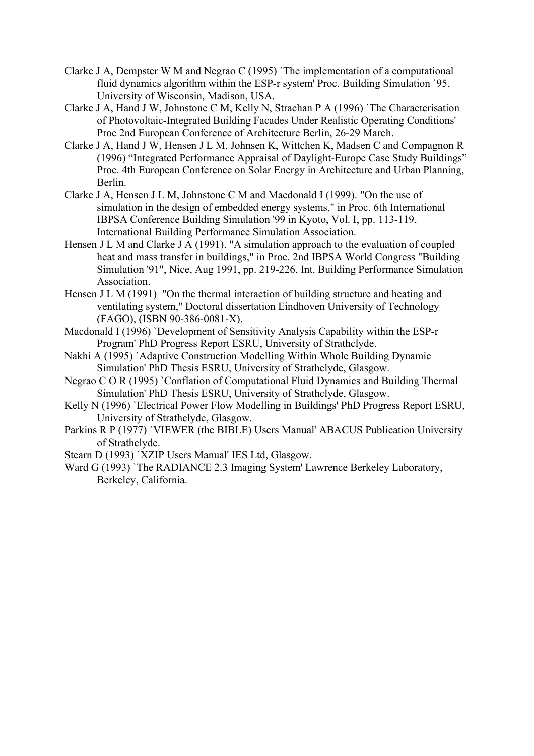Clarke J A, Dempster W M and Negrao C (1995) `The implementation of a computational fluid dynamics algorithm within the ESP-r system' Proc. Building Simulation `95, University of Wisconsin, Madison, USA.

Clarke J A, Hand J W, Johnstone C M, Kelly N, Strachan P A (1996) `The Characterisation of Photovoltaic-Integrated Building Facades Under Realistic Operating Conditions' Proc 2nd European Conference of Architecture Berlin, 26-29 March.

Clarke J A, Hand J W, Hensen J L M, Johnsen K, Wittchen K, Madsen C and Compagnon R (1996) "Integrated Performance Appraisal of Daylight-Europe Case Study Buildings" Proc. 4th European Conference on Solar Energy in Architecture and Urban Planning, Berlin.

Clarke J A, Hensen J L M, Johnstone C M and Macdonald I (1999). "On the use of simulation in the design of embedded energy systems," in Proc. 6th International IBPSA Conference Building Simulation '99 in Kyoto, Vol. I, pp. 113-119, International Building Performance Simulation Association.

Hensen J L M and Clarke J A (1991). "A simulation approach to the evaluation of coupled heat and mass transfer in buildings," in Proc. 2nd IBPSA World Congress "Building Simulation '91", Nice, Aug 1991, pp. 219-226, Int. Building Performance Simulation Association.

Hensen J L M (1991) "On the thermal interaction of building structure and heating and ventilating system," Doctoral dissertation Eindhoven University of Technology (FAGO), (ISBN 90-386-0081-X).

Macdonald I (1996) `Development of Sensitivity Analysis Capability within the ESP-r Program' PhD Progress Report ESRU, University of Strathclyde.

Nakhi A (1995) `Adaptive Construction Modelling Within Whole Building Dynamic Simulation' PhD Thesis ESRU, University of Strathclyde, Glasgow.

Negrao C O R (1995) `Conflation of Computational Fluid Dynamics and Building Thermal Simulation' PhD Thesis ESRU, University of Strathclyde, Glasgow.

Kelly N (1996) `Electrical Power Flow Modelling in Buildings' PhD Progress Report ESRU, University of Strathclyde, Glasgow.

Parkins R P (1977) `VIEWER (the BIBLE) Users Manual' ABACUS Publication University of Strathclyde.

Stearn D (1993) `XZIP Users Manual' IES Ltd, Glasgow.

Ward G (1993) `The RADIANCE 2.3 Imaging System' Lawrence Berkeley Laboratory, Berkeley, California.